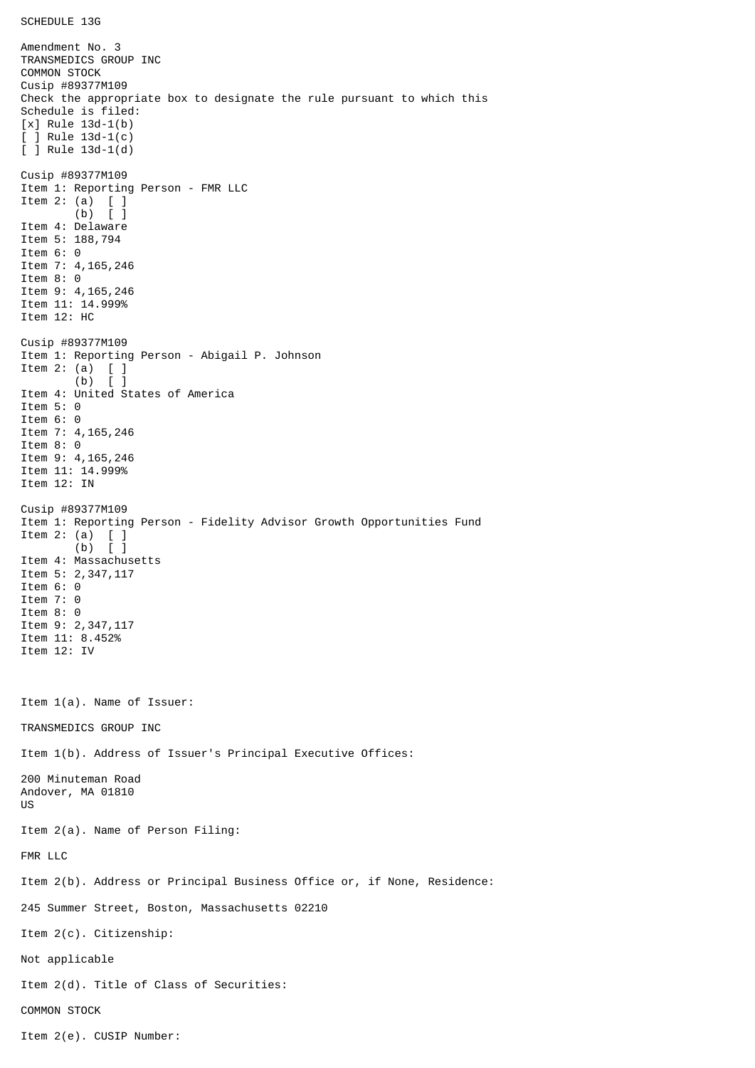SCHEDULE 13G

Amendment No. 3
TRANSMEDICS GROUP INC
COMMON STOCK
Cusip #89377M109
Check the appropriate box to designate the rule pursuant to which this Schedule is filed:
[x] Rule 13d-1(b)
[ ] Rule 13d-1(c)
[ ] Rule 13d-1(d)

Cusip #89377M109
Item 1: Reporting Person - FMR LLC
Item 2: (a) [ ]
(b) [ ]
Item 4: Delaware
Item 5: 188,794
Item 6: 0
Item 7: 4,165,246
Item 8: 0
Item 9: 4,165,246
Item 11: 14.999%
Item 12: HC

Cusip #89377M109
Item 1: Reporting Person - Abigail P. Johnson
Item 2: (a) [ ]
(b) [ ]
Item 4: United States of America
Item 5: 0
Item 6: 0
Item 7: 4,165,246
Item 8: 0
Item 9: 4,165,246
Item 11: 14.999%
Item 12: IN

Cusip #89377M109
Item 1: Reporting Person - Fidelity Advisor Growth Opportunities Fund
Item 2: (a) [ ]
(b) [ ]
Item 4: Massachusetts
Item 5: 2,347,117
Item 6: 0
Item 7: 0
Item 8: 0
Item 9: 2,347,117
Item 11: 8.452%
Item 12: IV

Item 1(a). Name of Issuer:

TRANSMEDICS GROUP INC

Item 1(b). Address of Issuer's Principal Executive Offices:

200 Minuteman Road
Andover, MA 01810
US

Item 2(a). Name of Person Filing:

FMR LLC

Item 2(b). Address or Principal Business Office or, if None, Residence:

245 Summer Street, Boston, Massachusetts 02210

Item 2(c). Citizenship:

Not applicable

Item 2(d). Title of Class of Securities:

COMMON STOCK

Item 2(e). CUSIP Number: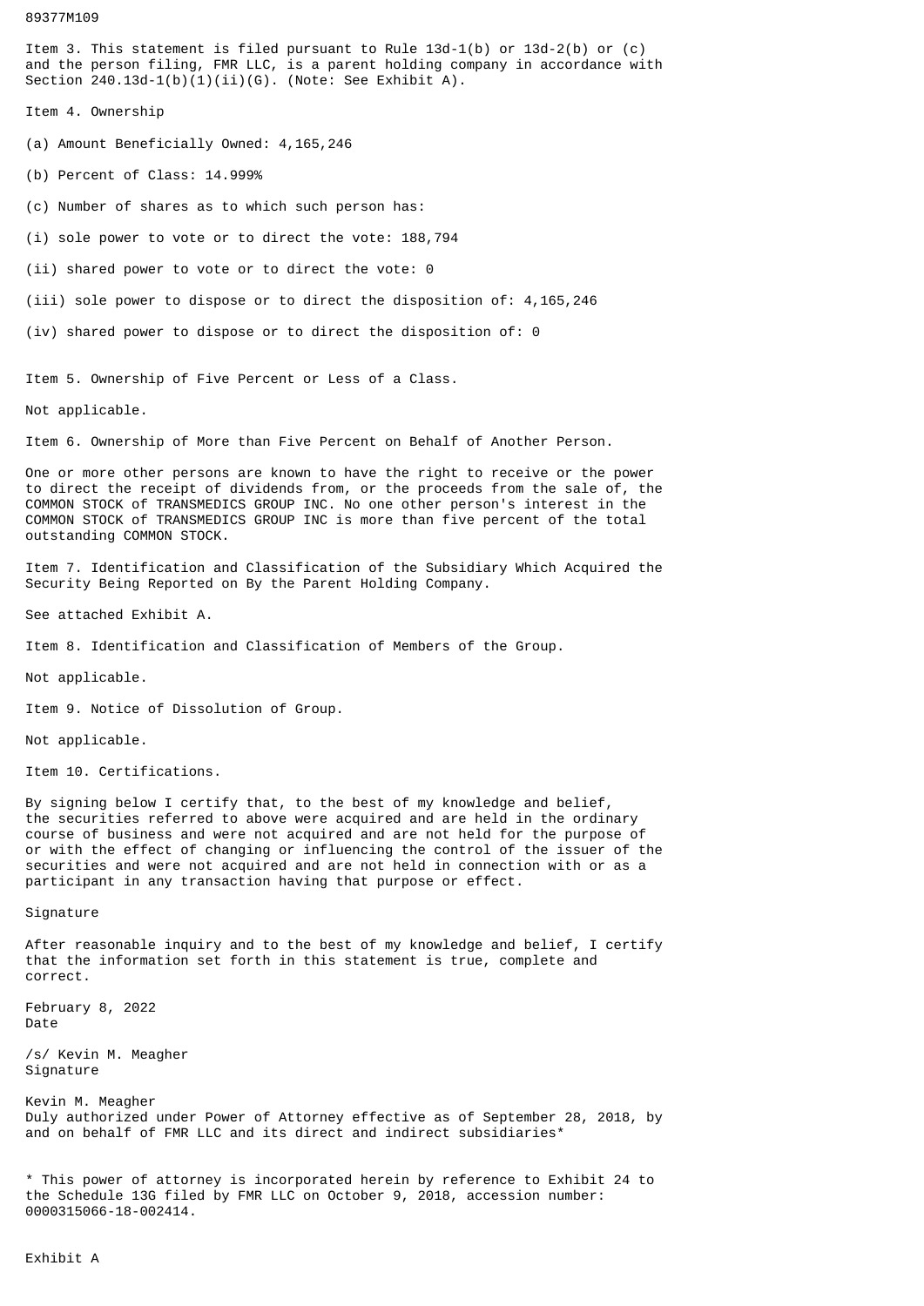89377M109

Item 3. This statement is filed pursuant to Rule 13d-1(b) or 13d-2(b) or (c) and the person filing, FMR LLC, is a parent holding company in accordance with Section 240.13d-1(b)(1)(ii)(G). (Note: See Exhibit A).

Item 4. Ownership

(a) Amount Beneficially Owned: 4,165,246

(b) Percent of Class: 14.999%

(c) Number of shares as to which such person has:

(i) sole power to vote or to direct the vote: 188,794

(ii) shared power to vote or to direct the vote: 0

(iii) sole power to dispose or to direct the disposition of: 4,165,246

(iv) shared power to dispose or to direct the disposition of: 0

Item 5. Ownership of Five Percent or Less of a Class.

Not applicable.

Item 6. Ownership of More than Five Percent on Behalf of Another Person.

One or more other persons are known to have the right to receive or the power to direct the receipt of dividends from, or the proceeds from the sale of, the COMMON STOCK of TRANSMEDICS GROUP INC. No one other person's interest in the COMMON STOCK of TRANSMEDICS GROUP INC is more than five percent of the total outstanding COMMON STOCK.

Item 7. Identification and Classification of the Subsidiary Which Acquired the Security Being Reported on By the Parent Holding Company.

See attached Exhibit A.

Item 8. Identification and Classification of Members of the Group.

Not applicable.

Item 9. Notice of Dissolution of Group.

Not applicable.

Item 10. Certifications.

By signing below I certify that, to the best of my knowledge and belief, the securities referred to above were acquired and are held in the ordinary course of business and were not acquired and are not held for the purpose of or with the effect of changing or influencing the control of the issuer of the securities and were not acquired and are not held in connection with or as a participant in any transaction having that purpose or effect.

Signature

After reasonable inquiry and to the best of my knowledge and belief, I certify that the information set forth in this statement is true, complete and correct.

February 8, 2022
Date

/s/ Kevin M. Meagher
Signature

Kevin M. Meagher
Duly authorized under Power of Attorney effective as of September 28, 2018, by and on behalf of FMR LLC and its direct and indirect subsidiaries*

* This power of attorney is incorporated herein by reference to Exhibit 24 to the Schedule 13G filed by FMR LLC on October 9, 2018, accession number: 0000315066-18-002414.

Exhibit A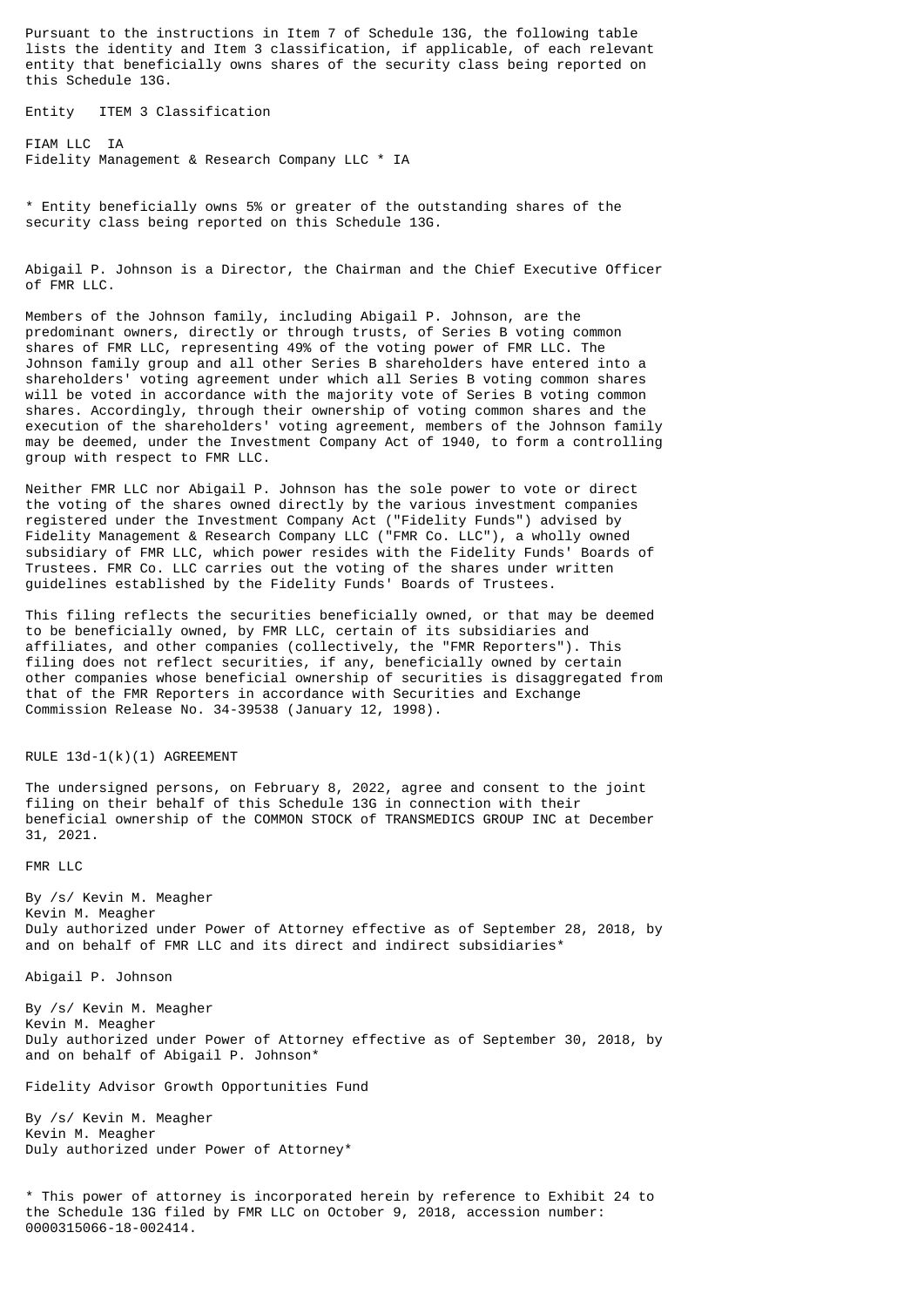Pursuant to the instructions in Item 7 of Schedule 13G, the following table lists the identity and Item 3 classification, if applicable, of each relevant entity that beneficially owns shares of the security class being reported on this Schedule 13G.

| Entity | ITEM 3 Classification |
| --- | --- |
| FIAM LLC | IA |
| Fidelity Management & Research Company LLC * | IA |

* Entity beneficially owns 5% or greater of the outstanding shares of the security class being reported on this Schedule 13G.

Abigail P. Johnson is a Director, the Chairman and the Chief Executive Officer of FMR LLC.

Members of the Johnson family, including Abigail P. Johnson, are the predominant owners, directly or through trusts, of Series B voting common shares of FMR LLC, representing 49% of the voting power of FMR LLC. The Johnson family group and all other Series B shareholders have entered into a shareholders' voting agreement under which all Series B voting common shares will be voted in accordance with the majority vote of Series B voting common shares. Accordingly, through their ownership of voting common shares and the execution of the shareholders' voting agreement, members of the Johnson family may be deemed, under the Investment Company Act of 1940, to form a controlling group with respect to FMR LLC.

Neither FMR LLC nor Abigail P. Johnson has the sole power to vote or direct the voting of the shares owned directly by the various investment companies registered under the Investment Company Act ("Fidelity Funds") advised by Fidelity Management & Research Company LLC ("FMR Co. LLC"), a wholly owned subsidiary of FMR LLC, which power resides with the Fidelity Funds' Boards of Trustees. FMR Co. LLC carries out the voting of the shares under written guidelines established by the Fidelity Funds' Boards of Trustees.

This filing reflects the securities beneficially owned, or that may be deemed to be beneficially owned, by FMR LLC, certain of its subsidiaries and affiliates, and other companies (collectively, the "FMR Reporters"). This filing does not reflect securities, if any, beneficially owned by certain other companies whose beneficial ownership of securities is disaggregated from that of the FMR Reporters in accordance with Securities and Exchange Commission Release No. 34-39538 (January 12, 1998).

RULE 13d-1(k)(1) AGREEMENT

The undersigned persons, on February 8, 2022, agree and consent to the joint filing on their behalf of this Schedule 13G in connection with their beneficial ownership of the COMMON STOCK of TRANSMEDICS GROUP INC at December 31, 2021.

FMR LLC

By /s/ Kevin M. Meagher
Kevin M. Meagher
Duly authorized under Power of Attorney effective as of September 28, 2018, by and on behalf of FMR LLC and its direct and indirect subsidiaries*

Abigail P. Johnson

By /s/ Kevin M. Meagher
Kevin M. Meagher
Duly authorized under Power of Attorney effective as of September 30, 2018, by and on behalf of Abigail P. Johnson*

Fidelity Advisor Growth Opportunities Fund

By /s/ Kevin M. Meagher
Kevin M. Meagher
Duly authorized under Power of Attorney*

* This power of attorney is incorporated herein by reference to Exhibit 24 to the Schedule 13G filed by FMR LLC on October 9, 2018, accession number: 0000315066-18-002414.